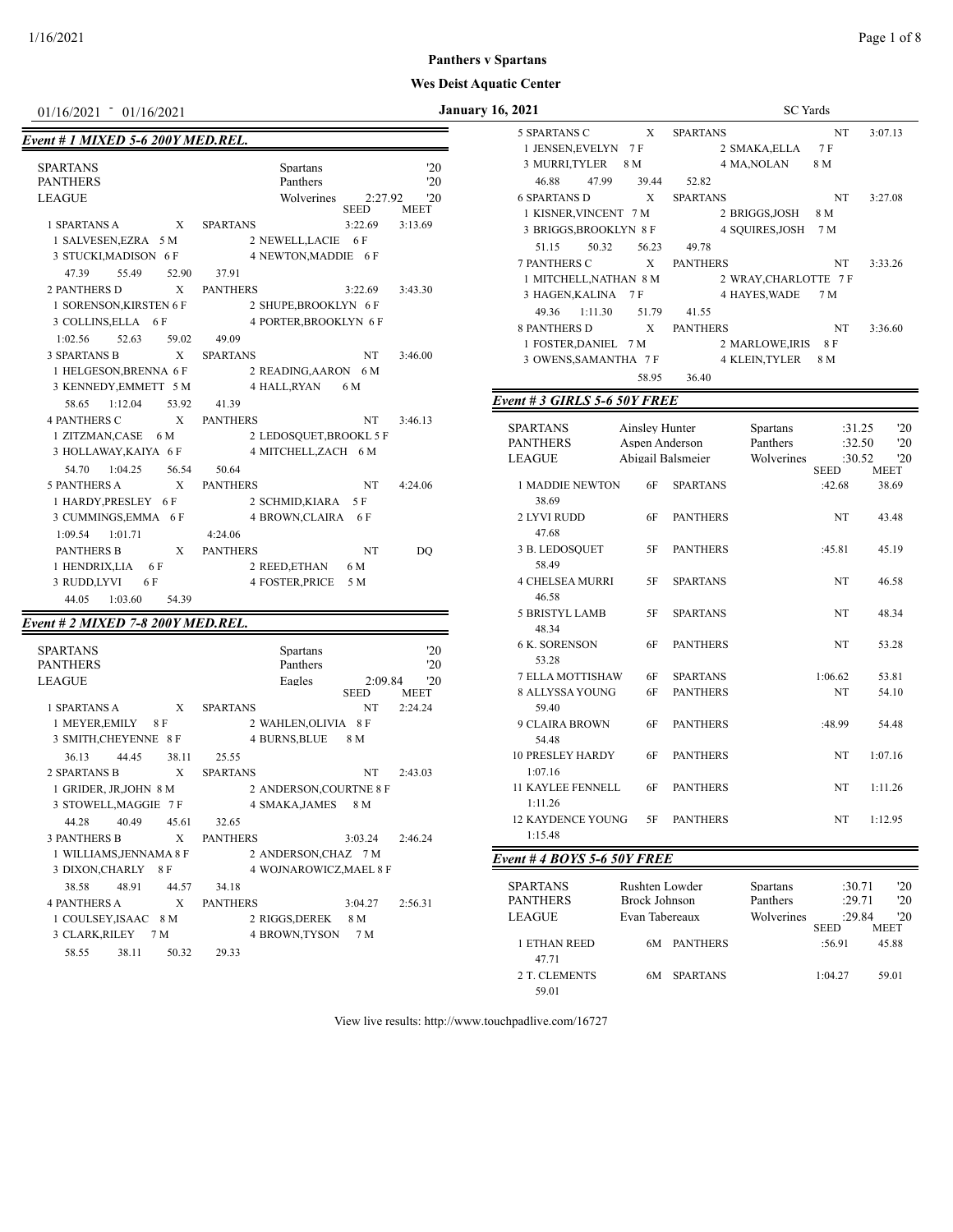# Panthers v Spartans

## Wes Deist Aquatic Center

01/16/2021 - 01/16/2021 — January 16, 2021 — SC Yards

### Event # 1 MIXED 5-6 200Y MED.REL.

| | | | |
|---|---|---|---|
| SPARTANS | Spartans | | '20 |
| PANTHERS | Panthers | | '20 |
| LEAGUE | Wolverines | 2:27.92 | '20 |

| Place | Team | Relay | Team | SEED | MEET |
|---|---|---|---|---|---|
| 1 | SPARTANS A | X | SPARTANS | 3:22.69 | 3:13.69 |
| | 1 SALVESEN,EZRA 5 M | | 2 NEWELL,LACIE 6 F | | |
| | 3 STUCKI,MADISON 6 F | | 4 NEWTON,MADDIE 6 F | | |
| | 47.39 55.49 52.90 37.91 | | | | |
| 2 | PANTHERS D | X | PANTHERS | 3:22.69 | 3:43.30 |
| | 1 SORENSON,KIRSTEN 6 F | | 2 SHUPE,BROOKLYN 6 F | | |
| | 3 COLLINS,ELLA 6 F | | 4 PORTER,BROOKLYN 6 F | | |
| | 1:02.56 52.63 59.02 49.09 | | | | |
| 3 | SPARTANS B | X | SPARTANS | NT | 3:46.00 |
| | 1 HELGESON,BRENNA 6 F | | 2 READING,AARON 6 M | | |
| | 3 KENNEDY,EMMETT 5 M | | 4 HALL,RYAN 6 M | | |
| | 58.65 1:12.04 53.92 41.39 | | | | |
| 4 | PANTHERS C | X | PANTHERS | NT | 3:46.13 |
| | 1 ZITZMAN,CASE 6 M | | 2 LEDOSQUET,BROOKL 5 F | | |
| | 3 HOLLAWAY,KAIYA 6 F | | 4 MITCHELL,ZACH 6 M | | |
| | 54.70 1:04.25 56.54 50.64 | | | | |
| 5 | PANTHERS A | X | PANTHERS | NT | 4:24.06 |
| | 1 HARDY,PRESLEY 6 F | | 2 SCHMID,KIARA 5 F | | |
| | 3 CUMMINGS,EMMA 6 F | | 4 BROWN,CLAIRA 6 F | | |
| | 1:09.54 1:01.71 4:24.06 | | | | |
| | PANTHERS B | X | PANTHERS | NT | DQ |
| | 1 HENDRIX,LIA 6 F | | 2 REED,ETHAN 6 M | | |
| | 3 RUDD,LYVI 6 F | | 4 FOSTER,PRICE 5 M | | |
| | 44.05 1:03.60 54.39 | | | | |

### Event # 2 MIXED 7-8 200Y MED.REL.

| | | | |
|---|---|---|---|
| SPARTANS | Spartans | | '20 |
| PANTHERS | Panthers | | '20 |
| LEAGUE | Eagles | 2:09.84 | '20 |

| Place | Team | Relay | Team | SEED | MEET |
|---|---|---|---|---|---|
| 1 | SPARTANS A | X | SPARTANS | NT | 2:24.24 |
| | 1 MEYER,EMILY 8 F | | 2 WAHLEN,OLIVIA 8 F | | |
| | 3 SMITH,CHEYENNE 8 F | | 4 BURNS,BLUE 8 M | | |
| | 36.13 44.45 38.11 25.55 | | | | |
| 2 | SPARTANS B | X | SPARTANS | NT | 2:43.03 |
| | 1 GRIDER, JR,JOHN 8 M | | 2 ANDERSON,COURTNE 8 F | | |
| | 3 STOWELL,MAGGIE 7 F | | 4 SMAKA,JAMES 8 M | | |
| | 44.28 40.49 45.61 32.65 | | | | |
| 3 | PANTHERS B | X | PANTHERS | 3:03.24 | 2:46.24 |
| | 1 WILLIAMS,JENNAMA 8 F | | 2 ANDERSON,CHAZ 7 M | | |
| | 3 DIXON,CHARLY 8 F | | 4 WOJNAROWICZ,MAEL 8 F | | |
| | 38.58 48.91 44.57 34.18 | | | | |
| 4 | PANTHERS A | X | PANTHERS | 3:04.27 | 2:56.31 |
| | 1 COULSEY,ISAAC 8 M | | 2 RIGGS,DEREK 8 M | | |
| | 3 CLARK,RILEY 7 M | | 4 BROWN,TYSON 7 M | | |
| | 58.55 38.11 50.32 29.33 | | | | |
| 5 | SPARTANS C | X | SPARTANS | NT | 3:07.13 |
| | 1 JENSEN,EVELYN 7 F | | 2 SMAKA,ELLA 7 F | | |
| | 3 MURRI,TYLER 8 M | | 4 MA,NOLAN 8 M | | |
| | 46.88 47.99 39.44 52.82 | | | | |
| 6 | SPARTANS D | X | SPARTANS | NT | 3:27.08 |
| | 1 KISNER,VINCENT 7 M | | 2 BRIGGS,JOSH 8 M | | |
| | 3 BRIGGS,BROOKLYN 8 F | | 4 SQUIRES,JOSH 7 M | | |
| | 51.15 50.32 56.23 49.78 | | | | |
| 7 | PANTHERS C | X | PANTHERS | NT | 3:33.26 |
| | 1 MITCHELL,NATHAN 8 M | | 2 WRAY,CHARLOTTE 7 F | | |
| | 3 HAGEN,KALINA 7 F | | 4 HAYES,WADE 7 M | | |
| | 49.36 1:11.30 51.79 41.55 | | | | |
| 8 | PANTHERS D | X | PANTHERS | NT | 3:36.60 |
| | 1 FOSTER,DANIEL 7 M | | 2 MARLOWE,IRIS 8 F | | |
| | 3 OWENS,SAMANTHA 7 F | | 4 KLEIN,TYLER 8 M | | |
| | 58.95 36.40 | | | | |

### Event # 3 GIRLS 5-6 50Y FREE

| | | | | |
|---|---|---|---|---|
| SPARTANS | Ainsley Hunter | Spartans | :31.25 | '20 |
| PANTHERS | Aspen Anderson | Panthers | :32.50 | '20 |
| LEAGUE | Abigail Balsmeier | Wolverines | :30.52 | '20 |

| Place | Name | Age | Team | SEED | MEET |
|---|---|---|---|---|---|
| 1 | MADDIE NEWTON | 6F | SPARTANS | :42.68 | 38.69 |
| | 38.69 | | | | |
| 2 | LYVI RUDD | 6F | PANTHERS | NT | 43.48 |
| | 47.68 | | | | |
| 3 | B. LEDOSQUET | 5F | PANTHERS | :45.81 | 45.19 |
| | 58.49 | | | | |
| 4 | CHELSEA MURRI | 5F | SPARTANS | NT | 46.58 |
| | 46.58 | | | | |
| 5 | BRISTYL LAMB | 5F | SPARTANS | NT | 48.34 |
| | 48.34 | | | | |
| 6 | K. SORENSON | 6F | PANTHERS | NT | 53.28 |
| | 53.28 | | | | |
| 7 | ELLA MOTTISHAW | 6F | SPARTANS | 1:06.62 | 53.81 |
| 8 | ALLYSSA YOUNG | 6F | PANTHERS | NT | 54.10 |
| | 59.40 | | | | |
| 9 | CLAIRA BROWN | 6F | PANTHERS | :48.99 | 54.48 |
| | 54.48 | | | | |
| 10 | PRESLEY HARDY | 6F | PANTHERS | NT | 1:07.16 |
| | 1:07.16 | | | | |
| 11 | KAYLEE FENNELL | 6F | PANTHERS | NT | 1:11.26 |
| | 1:11.26 | | | | |
| 12 | KAYDENCE YOUNG | 5F | PANTHERS | NT | 1:12.95 |
| | 1:15.48 | | | | |

### Event # 4 BOYS 5-6 50Y FREE

| | | | | |
|---|---|---|---|---|
| SPARTANS | Rushten Lowder | Spartans | :30.71 | '20 |
| PANTHERS | Brock Johnson | Panthers | :29.71 | '20 |
| LEAGUE | Evan Tabereaux | Wolverines | :29.84 | '20 |

| Place | Name | Age | Team | SEED | MEET |
|---|---|---|---|---|---|
| 1 | ETHAN REED | 6M | PANTHERS | :56.91 | 45.88 |
| | 47.71 | | | | |
| 2 | T. CLEMENTS | 6M | SPARTANS | 1:04.27 | 59.01 |
| | 59.01 | | | | |

View live results: http://www.touchpadlive.com/16727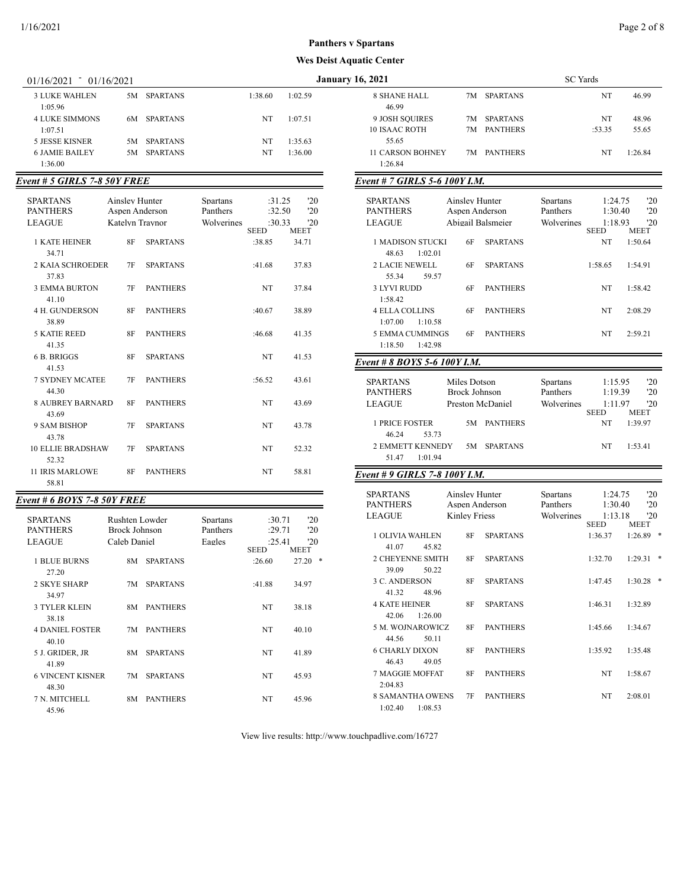**Panthers v Spartans**

**Wes Deist Aquatic Center**

01/16/2021 - 01/16/2021 — January 16, 2021 — SC Yards

| Place/Name | Age | Team | Seed | Meet |
|---|---|---|---|---|
| 3 LUKE WAHLEN (1:05.96) | 5M | SPARTANS | 1:38.60 | 1:02.59 |
| 4 LUKE SIMMONS (1:07.51) | 6M | SPARTANS | NT | 1:07.51 |
| 5 JESSE KISNER | 5M | SPARTANS | NT | 1:35.63 |
| 6 JAMIE BAILEY (1:36.00) | 5M | SPARTANS | NT | 1:36.00 |

## Event # 5 GIRLS 7-8 50Y FREE

| Record | Name | Team | Time | Year |
|---|---|---|---|---|
| SPARTANS | Ainsley Hunter | Spartans | :31.25 | '20 |
| PANTHERS | Aspen Anderson | Panthers | :32.50 | '20 |
| LEAGUE | Katelyn Traynor | Wolverines | :30.33 | '20 |

| Place/Name | Age | Team | Seed | Meet |
|---|---|---|---|---|
| 1 KATE HEINER (34.71) | 8F | SPARTANS | :38.85 | 34.71 |
| 2 KAIA SCHROEDER (37.83) | 7F | SPARTANS | :41.68 | 37.83 |
| 3 EMMA BURTON (41.10) | 7F | PANTHERS | NT | 37.84 |
| 4 H. GUNDERSON (38.89) | 8F | PANTHERS | :40.67 | 38.89 |
| 5 KATIE REED (41.35) | 8F | PANTHERS | :46.68 | 41.35 |
| 6 B. BRIGGS (41.53) | 8F | SPARTANS | NT | 41.53 |
| 7 SYDNEY MCATEE (44.30) | 7F | PANTHERS | :56.52 | 43.61 |
| 8 AUBREY BARNARD (43.69) | 8F | PANTHERS | NT | 43.69 |
| 9 SAM BISHOP (43.78) | 7F | SPARTANS | NT | 43.78 |
| 10 ELLIE BRADSHAW (52.32) | 7F | SPARTANS | NT | 52.32 |
| 11 IRIS MARLOWE (58.81) | 8F | PANTHERS | NT | 58.81 |

## Event # 6 BOYS 7-8 50Y FREE

| Record | Name | Team | Time | Year |
|---|---|---|---|---|
| SPARTANS | Rushten Lowder | Spartans | :30.71 | '20 |
| PANTHERS | Brock Johnson | Panthers | :29.71 | '20 |
| LEAGUE | Caleb Daniel | Eagles | :25.41 | '20 |

| Place/Name | Age | Team | Seed | Meet |
|---|---|---|---|---|
| 1 BLUE BURNS (27.20) | 8M | SPARTANS | :26.60 | 27.20 * |
| 2 SKYE SHARP (34.97) | 7M | SPARTANS | :41.88 | 34.97 |
| 3 TYLER KLEIN (38.18) | 8M | PANTHERS | NT | 38.18 |
| 4 DANIEL FOSTER (40.10) | 7M | PANTHERS | NT | 40.10 |
| 5 J. GRIDER, JR (41.89) | 8M | SPARTANS | NT | 41.89 |
| 6 VINCENT KISNER (48.30) | 7M | SPARTANS | NT | 45.93 |
| 7 N. MITCHELL (45.96) | 8M | PANTHERS | NT | 45.96 |
| 8 SHANE HALL (46.99) | 7M | SPARTANS | NT | 46.99 |
| 9 JOSH SQUIRES | 7M | SPARTANS | NT | 48.96 |
| 10 ISAAC ROTH (55.65) | 7M | PANTHERS | :53.35 | 55.65 |
| 11 CARSON BOHNEY (1:26.84) | 7M | PANTHERS | NT | 1:26.84 |

## Event # 7 GIRLS 5-6 100Y I.M.

| Record | Name | Team | Time | Year |
|---|---|---|---|---|
| SPARTANS | Ainsley Hunter | Spartans | 1:24.75 | '20 |
| PANTHERS | Aspen Anderson | Panthers | 1:30.40 | '20 |
| LEAGUE | Abigail Balsmeier | Wolverines | 1:18.93 | '20 |

| Place/Name | Age | Team | Seed | Meet |
|---|---|---|---|---|
| 1 MADISON STUCKI (48.63, 1:02.01) | 6F | SPARTANS | NT | 1:50.64 |
| 2 LACIE NEWELL (55.34, 59.57) | 6F | SPARTANS | 1:58.65 | 1:54.91 |
| 3 LYVI RUDD (1:58.42) | 6F | PANTHERS | NT | 1:58.42 |
| 4 ELLA COLLINS (1:07.00, 1:10.58) | 6F | PANTHERS | NT | 2:08.29 |
| 5 EMMA CUMMINGS (1:18.50, 1:42.98) | 6F | PANTHERS | NT | 2:59.21 |

## Event # 8 BOYS 5-6 100Y I.M.

| Record | Name | Team | Time | Year |
|---|---|---|---|---|
| SPARTANS | Miles Dotson | Spartans | 1:15.95 | '20 |
| PANTHERS | Brock Johnson | Panthers | 1:19.39 | '20 |
| LEAGUE | Preston McDaniel | Wolverines | 1:11.97 | '20 |

| Place/Name | Age | Team | Seed | Meet |
|---|---|---|---|---|
| 1 PRICE FOSTER (46.24, 53.73) | 5M | PANTHERS | NT | 1:39.97 |
| 2 EMMETT KENNEDY (51.47, 1:01.94) | 5M | SPARTANS | NT | 1:53.41 |

## Event # 9 GIRLS 7-8 100Y I.M.

| Record | Name | Team | Time | Year |
|---|---|---|---|---|
| SPARTANS | Ainsley Hunter | Spartans | 1:24.75 | '20 |
| PANTHERS | Aspen Anderson | Panthers | 1:30.40 | '20 |
| LEAGUE | Kinley Friess | Wolverines | 1:13.18 | '20 |

| Place/Name | Age | Team | Seed | Meet |
|---|---|---|---|---|
| 1 OLIVIA WAHLEN (41.07, 45.82) | 8F | SPARTANS | 1:36.37 | 1:26.89 * |
| 2 CHEYENNE SMITH (39.09, 50.22) | 8F | SPARTANS | 1:32.70 | 1:29.31 * |
| 3 C. ANDERSON (41.32, 48.96) | 8F | SPARTANS | 1:47.45 | 1:30.28 * |
| 4 KATE HEINER (42.06, 1:26.00) | 8F | SPARTANS | 1:46.31 | 1:32.89 |
| 5 M. WOJNAROWICZ (44.56, 50.11) | 8F | PANTHERS | 1:45.66 | 1:34.67 |
| 6 CHARLY DIXON (46.43, 49.05) | 8F | PANTHERS | 1:35.92 | 1:35.48 |
| 7 MAGGIE MOFFAT (2:04.83) | 8F | PANTHERS | NT | 1:58.67 |
| 8 SAMANTHA OWENS (1:02.40, 1:08.53) | 7F | PANTHERS | NT | 2:08.01 |

View live results: http://www.touchpadlive.com/16727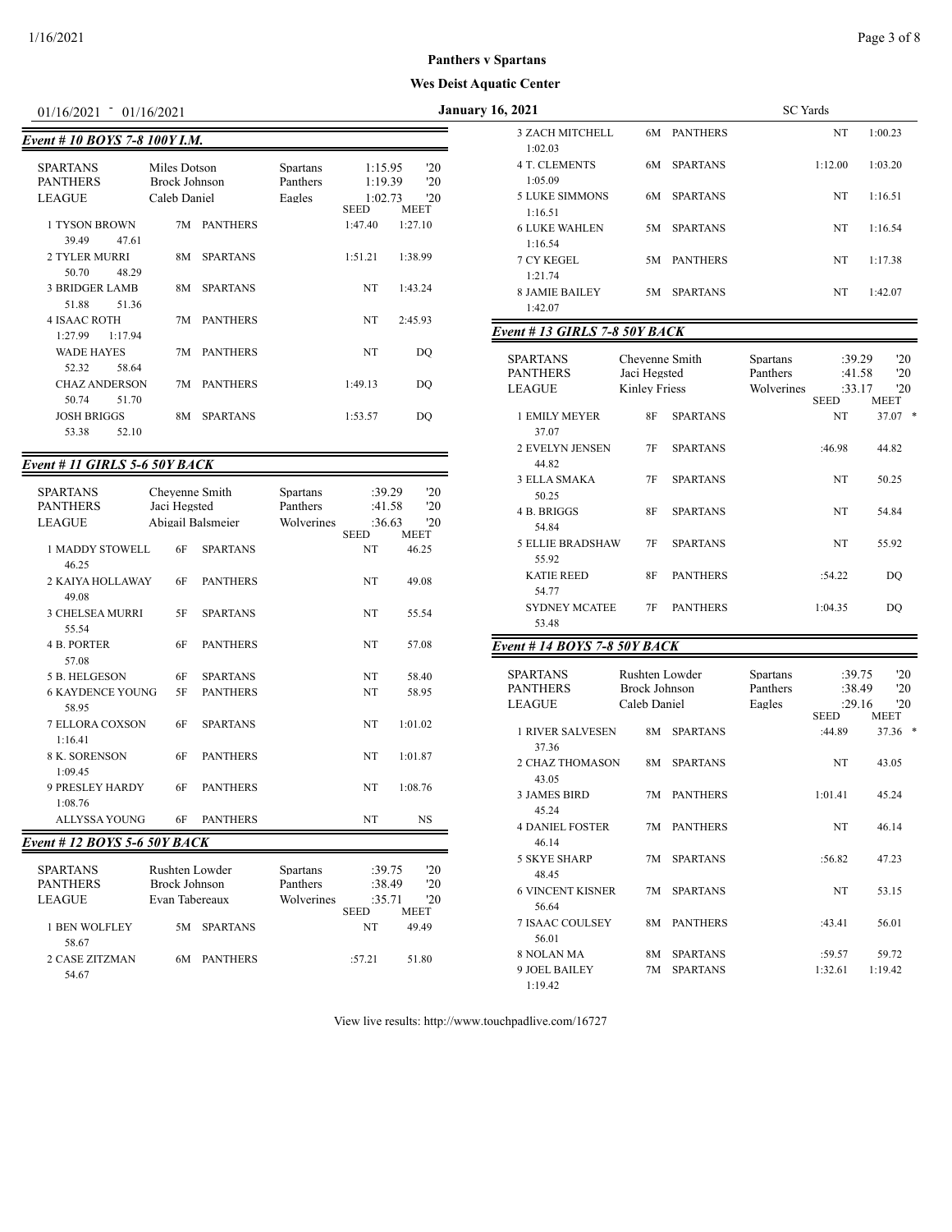**Panthers v Spartans**

**Wes Deist Aquatic Center**

01/16/2021 - 01/16/2021 | **January 16, 2021** | SC Yards

## Event # 10 BOYS 7-8 100Y I.M.

| | | | | |
|---|---|---|---|---|
| SPARTANS | Miles Dotson | Spartans | 1:15.95 | '20 |
| PANTHERS | Brock Johnson | Panthers | 1:19.39 | '20 |
| LEAGUE | Caleb Daniel | Eagles | 1:02.73 | '20 |

| Name | Age | Team | SEED | MEET |
|---|---|---|---|---|
| 1 TYSON BROWN | 7M | PANTHERS | 1:47.40 | 1:27.10 |
| 39.49 47.61 | | | | |
| 2 TYLER MURRI | 8M | SPARTANS | 1:51.21 | 1:38.99 |
| 50.70 48.29 | | | | |
| 3 BRIDGER LAMB | 8M | SPARTANS | NT | 1:43.24 |
| 51.88 51.36 | | | | |
| 4 ISAAC ROTH | 7M | PANTHERS | NT | 2:45.93 |
| 1:27.99 1:17.94 | | | | |
| WADE HAYES | 7M | PANTHERS | NT | DQ |
| 52.32 58.64 | | | | |
| CHAZ ANDERSON | 7M | PANTHERS | 1:49.13 | DQ |
| 50.74 51.70 | | | | |
| JOSH BRIGGS | 8M | SPARTANS | 1:53.57 | DQ |
| 53.38 52.10 | | | | |

## Event # 11 GIRLS 5-6 50Y BACK

| | | | | |
|---|---|---|---|---|
| SPARTANS | Cheyenne Smith | Spartans | :39.29 | '20 |
| PANTHERS | Jaci Hegsted | Panthers | :41.58 | '20 |
| LEAGUE | Abigail Balsmeier | Wolverines | :36.63 | '20 |

| Name | Age | Team | SEED | MEET |
|---|---|---|---|---|
| 1 MADDY STOWELL | 6F | SPARTANS | NT | 46.25 |
| 46.25 | | | | |
| 2 KAIYA HOLLAWAY | 6F | PANTHERS | NT | 49.08 |
| 49.08 | | | | |
| 3 CHELSEA MURRI | 5F | SPARTANS | NT | 55.54 |
| 55.54 | | | | |
| 4 B. PORTER | 6F | PANTHERS | NT | 57.08 |
| 57.08 | | | | |
| 5 B. HELGESON | 6F | SPARTANS | NT | 58.40 |
| 6 KAYDENCE YOUNG | 5F | PANTHERS | NT | 58.95 |
| 58.95 | | | | |
| 7 ELLORA COXSON | 6F | SPARTANS | NT | 1:01.02 |
| 1:16.41 | | | | |
| 8 K. SORENSON | 6F | PANTHERS | NT | 1:01.87 |
| 1:09.45 | | | | |
| 9 PRESLEY HARDY | 6F | PANTHERS | NT | 1:08.76 |
| 1:08.76 | | | | |
| ALLYSSA YOUNG | 6F | PANTHERS | NT | NS |

## Event # 12 BOYS 5-6 50Y BACK

| | | | | |
|---|---|---|---|---|
| SPARTANS | Rushten Lowder | Spartans | :39.75 | '20 |
| PANTHERS | Brock Johnson | Panthers | :38.49 | '20 |
| LEAGUE | Evan Tabereaux | Wolverines | :35.71 | '20 |

| Name | Age | Team | SEED | MEET |
|---|---|---|---|---|
| 1 BEN WOLFLEY | 5M | SPARTANS | NT | 49.49 |
| 58.67 | | | | |
| 2 CASE ZITZMAN | 6M | PANTHERS | :57.21 | 51.80 |
| 54.67 | | | | |
| 3 ZACH MITCHELL | 6M | PANTHERS | NT | 1:00.23 |
| 1:02.03 | | | | |
| 4 T. CLEMENTS | 6M | SPARTANS | 1:12.00 | 1:03.20 |
| 1:05.09 | | | | |
| 5 LUKE SIMMONS | 6M | SPARTANS | NT | 1:16.51 |
| 1:16.51 | | | | |
| 6 LUKE WAHLEN | 5M | SPARTANS | NT | 1:16.54 |
| 1:16.54 | | | | |
| 7 CY KEGEL | 5M | PANTHERS | NT | 1:17.38 |
| 1:21.74 | | | | |
| 8 JAMIE BAILEY | 5M | SPARTANS | NT | 1:42.07 |
| 1:42.07 | | | | |

## Event # 13 GIRLS 7-8 50Y BACK

| | | | | |
|---|---|---|---|---|
| SPARTANS | Cheyenne Smith | Spartans | :39.29 | '20 |
| PANTHERS | Jaci Hegsted | Panthers | :41.58 | '20 |
| LEAGUE | Kinley Friess | Wolverines | :33.17 | '20 |

| Name | Age | Team | SEED | MEET |
|---|---|---|---|---|
| 1 EMILY MEYER | 8F | SPARTANS | NT | 37.07 * |
| 37.07 | | | | |
| 2 EVELYN JENSEN | 7F | SPARTANS | :46.98 | 44.82 |
| 44.82 | | | | |
| 3 ELLA SMAKA | 7F | SPARTANS | NT | 50.25 |
| 50.25 | | | | |
| 4 B. BRIGGS | 8F | SPARTANS | NT | 54.84 |
| 54.84 | | | | |
| 5 ELLIE BRADSHAW | 7F | SPARTANS | NT | 55.92 |
| 55.92 | | | | |
| KATIE REED | 8F | PANTHERS | :54.22 | DQ |
| 54.77 | | | | |
| SYDNEY MCATEE | 7F | PANTHERS | 1:04.35 | DQ |
| 53.48 | | | | |

## Event # 14 BOYS 7-8 50Y BACK

| | | | | |
|---|---|---|---|---|
| SPARTANS | Rushten Lowder | Spartans | :39.75 | '20 |
| PANTHERS | Brock Johnson | Panthers | :38.49 | '20 |
| LEAGUE | Caleb Daniel | Eagles | :29.16 | '20 |

| Name | Age | Team | SEED | MEET |
|---|---|---|---|---|
| 1 RIVER SALVESEN | 8M | SPARTANS | :44.89 | 37.36 * |
| 37.36 | | | | |
| 2 CHAZ THOMASON | 8M | SPARTANS | NT | 43.05 |
| 43.05 | | | | |
| 3 JAMES BIRD | 7M | PANTHERS | 1:01.41 | 45.24 |
| 45.24 | | | | |
| 4 DANIEL FOSTER | 7M | PANTHERS | NT | 46.14 |
| 46.14 | | | | |
| 5 SKYE SHARP | 7M | SPARTANS | :56.82 | 47.23 |
| 48.45 | | | | |
| 6 VINCENT KISNER | 7M | SPARTANS | NT | 53.15 |
| 56.64 | | | | |
| 7 ISAAC COULSEY | 8M | PANTHERS | :43.41 | 56.01 |
| 56.01 | | | | |
| 8 NOLAN MA | 8M | SPARTANS | :59.57 | 59.72 |
| 9 JOEL BAILEY | 7M | SPARTANS | 1:32.61 | 1:19.42 |
| 1:19.42 | | | | |

View live results: http://www.touchpadlive.com/16727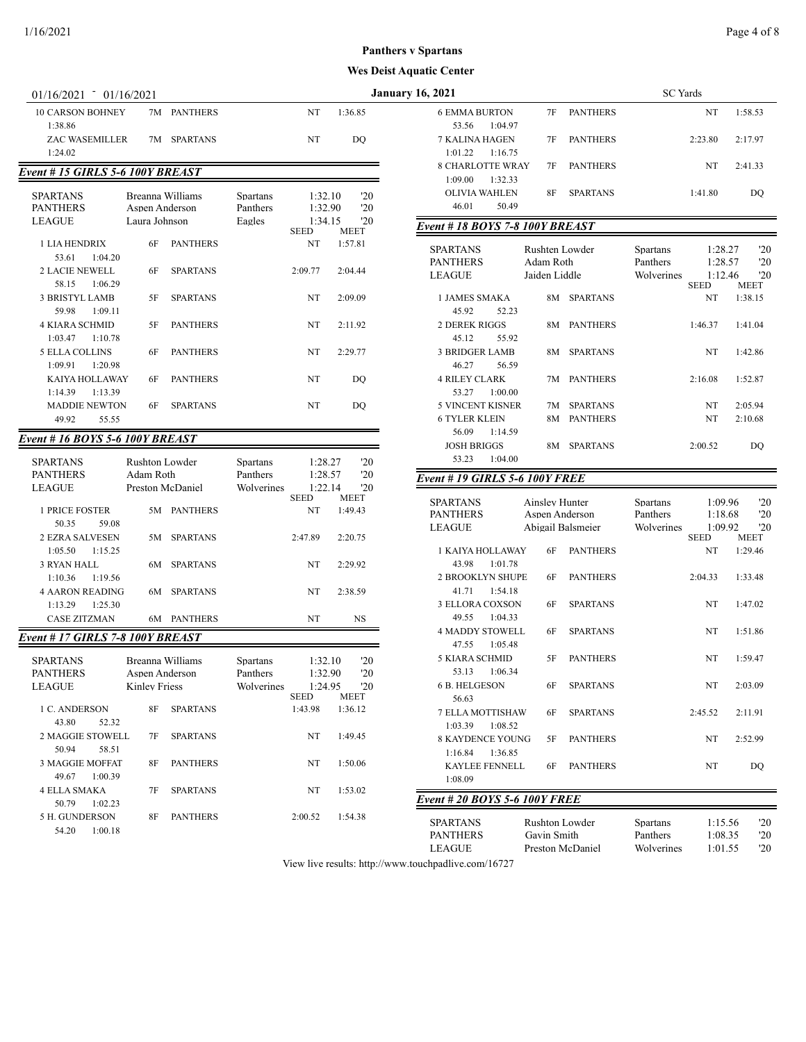**Panthers v Spartans**

**Wes Deist Aquatic Center**

01/16/2021 - 01/16/2021 — January 16, 2021 — SC Yards

| Place/Name | Age | Team | Seed | Meet |
|---|---|---|---|---|
| 10 CARSON BOHNEY | 7M | PANTHERS | NT | 1:36.85 |
| 1:38.86 | | | | |
| ZAC WASEMILLER | 7M | SPARTANS | NT | DQ |
| 1:24.02 | | | | |

### Event # 15 GIRLS 5-6 100Y BREAST

| | Name | Team | Time | Year |
|---|---|---|---|---|
| SPARTANS | Breanna Williams | Spartans | 1:32.10 | '20 |
| PANTHERS | Aspen Anderson | Panthers | 1:32.90 | '20 |
| LEAGUE | Laura Johnson | Eagles | 1:34.15 | '20 |

| Place/Name | Age | Team | SEED | MEET |
|---|---|---|---|---|
| 1 LIA HENDRIX | 6F | PANTHERS | NT | 1:57.81 |
| 53.61 1:04.20 | | | | |
| 2 LACIE NEWELL | 6F | SPARTANS | 2:09.77 | 2:04.44 |
| 58.15 1:06.29 | | | | |
| 3 BRISTYL LAMB | 5F | SPARTANS | NT | 2:09.09 |
| 59.98 1:09.11 | | | | |
| 4 KIARA SCHMID | 5F | PANTHERS | NT | 2:11.92 |
| 1:03.47 1:10.78 | | | | |
| 5 ELLA COLLINS | 6F | PANTHERS | NT | 2:29.77 |
| 1:09.91 1:20.98 | | | | |
| KAIYA HOLLAWAY | 6F | PANTHERS | NT | DQ |
| 1:14.39 1:13.39 | | | | |
| MADDIE NEWTON | 6F | SPARTANS | NT | DQ |
| 49.92 55.55 | | | | |

### Event # 16 BOYS 5-6 100Y BREAST

| | Name | Team | Time | Year |
|---|---|---|---|---|
| SPARTANS | Rushton Lowder | Spartans | 1:28.27 | '20 |
| PANTHERS | Adam Roth | Panthers | 1:28.57 | '20 |
| LEAGUE | Preston McDaniel | Wolverines | 1:22.14 | '20 |

| Place/Name | Age | Team | SEED | MEET |
|---|---|---|---|---|
| 1 PRICE FOSTER | 5M | PANTHERS | NT | 1:49.43 |
| 50.35 59.08 | | | | |
| 2 EZRA SALVESEN | 5M | SPARTANS | 2:47.89 | 2:20.75 |
| 1:05.50 1:15.25 | | | | |
| 3 RYAN HALL | 6M | SPARTANS | NT | 2:29.92 |
| 1:10.36 1:19.56 | | | | |
| 4 AARON READING | 6M | SPARTANS | NT | 2:38.59 |
| 1:13.29 1:25.30 | | | | |
| CASE ZITZMAN | 6M | PANTHERS | NT | NS |

### Event # 17 GIRLS 7-8 100Y BREAST

| | Name | Team | Time | Year |
|---|---|---|---|---|
| SPARTANS | Breanna Williams | Spartans | 1:32.10 | '20 |
| PANTHERS | Aspen Anderson | Panthers | 1:32.90 | '20 |
| LEAGUE | Kinley Friess | Wolverines | 1:24.95 | '20 |

| Place/Name | Age | Team | SEED | MEET |
|---|---|---|---|---|
| 1 C. ANDERSON | 8F | SPARTANS | 1:43.98 | 1:36.12 |
| 43.80 52.32 | | | | |
| 2 MAGGIE STOWELL | 7F | SPARTANS | NT | 1:49.45 |
| 50.94 58.51 | | | | |
| 3 MAGGIE MOFFAT | 8F | PANTHERS | NT | 1:50.06 |
| 49.67 1:00.39 | | | | |
| 4 ELLA SMAKA | 7F | SPARTANS | NT | 1:53.02 |
| 50.79 1:02.23 | | | | |
| 5 H. GUNDERSON | 8F | PANTHERS | 2:00.52 | 1:54.38 |
| 54.20 1:00.18 | | | | |
| 6 EMMA BURTON | 7F | PANTHERS | NT | 1:58.53 |
| 53.56 1:04.97 | | | | |
| 7 KALINA HAGEN | 7F | PANTHERS | 2:23.80 | 2:17.97 |
| 1:01.22 1:16.75 | | | | |
| 8 CHARLOTTE WRAY | 7F | PANTHERS | NT | 2:41.33 |
| 1:09.00 1:32.33 | | | | |
| OLIVIA WAHLEN | 8F | SPARTANS | 1:41.80 | DQ |
| 46.01 50.49 | | | | |

### Event # 18 BOYS 7-8 100Y BREAST

| | Name | Team | Time | Year |
|---|---|---|---|---|
| SPARTANS | Rushten Lowder | Spartans | 1:28.27 | '20 |
| PANTHERS | Adam Roth | Panthers | 1:28.57 | '20 |
| LEAGUE | Jaiden Liddle | Wolverines | 1:12.46 | '20 |

| Place/Name | Age | Team | SEED | MEET |
|---|---|---|---|---|
| 1 JAMES SMAKA | 8M | SPARTANS | NT | 1:38.15 |
| 45.92 52.23 | | | | |
| 2 DEREK RIGGS | 8M | PANTHERS | 1:46.37 | 1:41.04 |
| 45.12 55.92 | | | | |
| 3 BRIDGER LAMB | 8M | SPARTANS | NT | 1:42.86 |
| 46.27 56.59 | | | | |
| 4 RILEY CLARK | 7M | PANTHERS | 2:16.08 | 1:52.87 |
| 53.27 1:00.00 | | | | |
| 5 VINCENT KISNER | 7M | SPARTANS | NT | 2:05.94 |
| 6 TYLER KLEIN | 8M | PANTHERS | NT | 2:10.68 |
| 56.09 1:14.59 | | | | |
| JOSH BRIGGS | 8M | SPARTANS | 2:00.52 | DQ |
| 53.23 1:04.00 | | | | |

### Event # 19 GIRLS 5-6 100Y FREE

| | Name | Team | Time | Year |
|---|---|---|---|---|
| SPARTANS | Ainsley Hunter | Spartans | 1:09.96 | '20 |
| PANTHERS | Aspen Anderson | Panthers | 1:18.68 | '20 |
| LEAGUE | Abigail Balsmeier | Wolverines | 1:09.92 | '20 |

| Place/Name | Age | Team | SEED | MEET |
|---|---|---|---|---|
| 1 KAIYA HOLLAWAY | 6F | PANTHERS | NT | 1:29.46 |
| 43.98 1:01.78 | | | | |
| 2 BROOKLYN SHUPE | 6F | PANTHERS | 2:04.33 | 1:33.48 |
| 41.71 1:54.18 | | | | |
| 3 ELLORA COXSON | 6F | SPARTANS | NT | 1:47.02 |
| 49.55 1:04.33 | | | | |
| 4 MADDY STOWELL | 6F | SPARTANS | NT | 1:51.86 |
| 47.55 1:05.48 | | | | |
| 5 KIARA SCHMID | 5F | PANTHERS | NT | 1:59.47 |
| 53.13 1:06.34 | | | | |
| 6 B. HELGESON | 6F | SPARTANS | NT | 2:03.09 |
| 56.63 | | | | |
| 7 ELLA MOTTISHAW | 6F | SPARTANS | 2:45.52 | 2:11.91 |
| 1:03.39 1:08.52 | | | | |
| 8 KAYDENCE YOUNG | 5F | PANTHERS | NT | 2:52.99 |
| 1:16.84 1:36.85 | | | | |
| KAYLEE FENNELL | 6F | PANTHERS | NT | DQ |
| 1:08.09 | | | | |

### Event # 20 BOYS 5-6 100Y FREE

| | Name | Team | Time | Year |
|---|---|---|---|---|
| SPARTANS | Rushton Lowder | Spartans | 1:15.56 | '20 |
| PANTHERS | Gavin Smith | Panthers | 1:08.35 | '20 |
| LEAGUE | Preston McDaniel | Wolverines | 1:01.55 | '20 |

View live results: http://www.touchpadlive.com/16727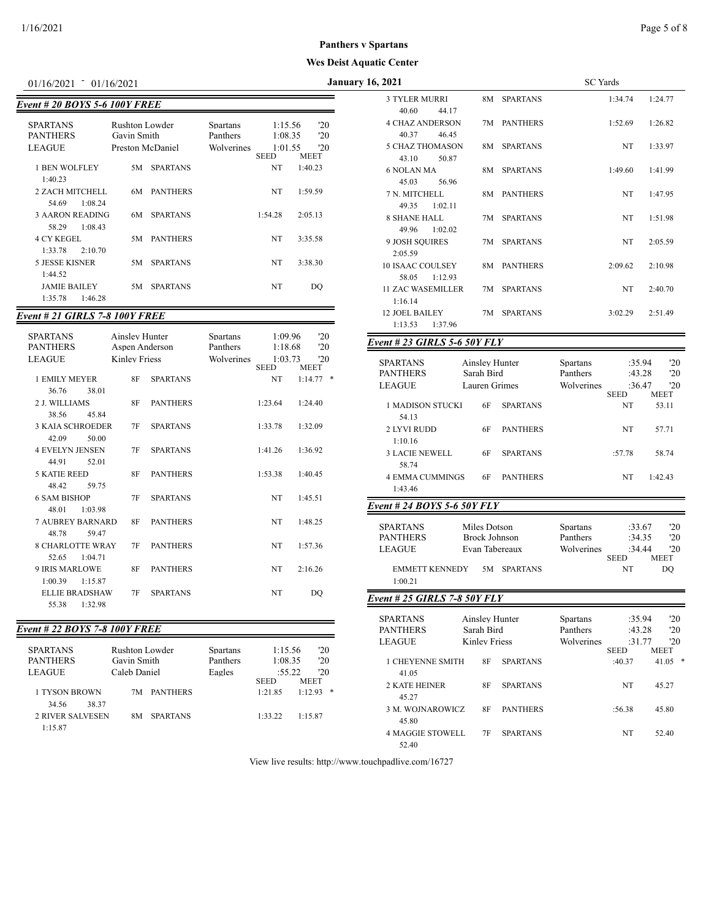**Panthers v Spartans**

**Wes Deist Aquatic Center**

01/16/2021 - 01/16/2021 — January 16, 2021 — SC Yards

### Event # 20 BOYS 5-6 100Y FREE

| | | | | |
|---|---|---|---|---|
| SPARTANS | Rushton Lowder | Spartans | 1:15.56 | '20 |
| PANTHERS | Gavin Smith | Panthers | 1:08.35 | '20 |
| LEAGUE | Preston McDaniel | Wolverines | 1:01.55 | '20 |

| Place | Name | Age | Team | Seed | Meet | Splits |
|---|---|---|---|---|---|---|
| 1 | BEN WOLFLEY | 5M | SPARTANS | NT | 1:40.23 | 1:40.23 |
| 2 | ZACH MITCHELL | 6M | PANTHERS | NT | 1:59.59 | 54.69 1:08.24 |
| 3 | AARON READING | 6M | SPARTANS | 1:54.28 | 2:05.13 | 58.29 1:08.43 |
| 4 | CY KEGEL | 5M | PANTHERS | NT | 3:35.58 | 1:33.78 2:10.70 |
| 5 | JESSE KISNER | 5M | SPARTANS | NT | 3:38.30 | 1:44.52 |
| | JAMIE BAILEY | 5M | SPARTANS | NT | DQ | 1:35.78 1:46.28 |

### Event # 21 GIRLS 7-8 100Y FREE

| | | | | |
|---|---|---|---|---|
| SPARTANS | Ainsley Hunter | Spartans | 1:09.96 | '20 |
| PANTHERS | Aspen Anderson | Panthers | 1:18.68 | '20 |
| LEAGUE | Kinley Friess | Wolverines | 1:03.73 | '20 |

| Place | Name | Age | Team | Seed | Meet | Splits |
|---|---|---|---|---|---|---|
| 1 | EMILY MEYER | 8F | SPARTANS | NT | 1:14.77 * | 36.76 38.01 |
| 2 | J. WILLIAMS | 8F | PANTHERS | 1:23.64 | 1:24.40 | 38.56 45.84 |
| 3 | KAIA SCHROEDER | 7F | SPARTANS | 1:33.78 | 1:32.09 | 42.09 50.00 |
| 4 | EVELYN JENSEN | 7F | SPARTANS | 1:41.26 | 1:36.92 | 44.91 52.01 |
| 5 | KATIE REED | 8F | PANTHERS | 1:53.38 | 1:40.45 | 48.42 59.75 |
| 6 | SAM BISHOP | 7F | SPARTANS | NT | 1:45.51 | 48.01 1:03.98 |
| 7 | AUBREY BARNARD | 8F | PANTHERS | NT | 1:48.25 | 48.78 59.47 |
| 8 | CHARLOTTE WRAY | 7F | PANTHERS | NT | 1:57.36 | 52.65 1:04.71 |
| 9 | IRIS MARLOWE | 8F | PANTHERS | NT | 2:16.26 | 1:00.39 1:15.87 |
| | ELLIE BRADSHAW | 7F | SPARTANS | NT | DQ | 55.38 1:32.98 |

### Event # 22 BOYS 7-8 100Y FREE

| | | | | |
|---|---|---|---|---|
| SPARTANS | Rushton Lowder | Spartans | 1:15.56 | '20 |
| PANTHERS | Gavin Smith | Panthers | 1:08.35 | '20 |
| LEAGUE | Caleb Daniel | Eagles | :55.22 | '20 |

| Place | Name | Age | Team | Seed | Meet | Splits |
|---|---|---|---|---|---|---|
| 1 | TYSON BROWN | 7M | PANTHERS | 1:21.85 | 1:12.93 * | 34.56 38.37 |
| 2 | RIVER SALVESEN | 8M | SPARTANS | 1:33.22 | 1:15.87 | 1:15.87 |
| 3 | TYLER MURRI | 8M | SPARTANS | 1:34.74 | 1:24.77 | 40.60 44.17 |
| 4 | CHAZ ANDERSON | 7M | PANTHERS | 1:52.69 | 1:26.82 | 40.37 46.45 |
| 5 | CHAZ THOMASON | 8M | SPARTANS | NT | 1:33.97 | 43.10 50.87 |
| 6 | NOLAN MA | 8M | SPARTANS | 1:49.60 | 1:41.99 | 45.03 56.96 |
| 7 | N. MITCHELL | 8M | PANTHERS | NT | 1:47.95 | 49.35 1:02.11 |
| 8 | SHANE HALL | 7M | SPARTANS | NT | 1:51.98 | 49.96 1:02.02 |
| 9 | JOSH SQUIRES | 7M | SPARTANS | NT | 2:05.59 | 2:05.59 |
| 10 | ISAAC COULSEY | 8M | PANTHERS | 2:09.62 | 2:10.98 | 58.05 1:12.93 |
| 11 | ZAC WASEMILLER | 7M | SPARTANS | NT | 2:40.70 | 1:16.14 |
| 12 | JOEL BAILEY | 7M | SPARTANS | 3:02.29 | 2:51.49 | 1:13.53 1:37.96 |

### Event # 23 GIRLS 5-6 50Y FLY

| | | | | |
|---|---|---|---|---|
| SPARTANS | Ainsley Hunter | Spartans | :35.94 | '20 |
| PANTHERS | Sarah Bird | Panthers | :43.28 | '20 |
| LEAGUE | Lauren Grimes | Wolverines | :36.47 | '20 |

| Place | Name | Age | Team | Seed | Meet | Splits |
|---|---|---|---|---|---|---|
| 1 | MADISON STUCKI | 6F | SPARTANS | NT | 53.11 | 54.13 |
| 2 | LYVI RUDD | 6F | PANTHERS | NT | 57.71 | 1:10.16 |
| 3 | LACIE NEWELL | 6F | SPARTANS | :57.78 | 58.74 | 58.74 |
| 4 | EMMA CUMMINGS | 6F | PANTHERS | NT | 1:42.43 | 1:43.46 |

### Event # 24 BOYS 5-6 50Y FLY

| | | | | |
|---|---|---|---|---|
| SPARTANS | Miles Dotson | Spartans | :33.67 | '20 |
| PANTHERS | Brock Johnson | Panthers | :34.35 | '20 |
| LEAGUE | Evan Tabereaux | Wolverines | :34.44 | '20 |

| Place | Name | Age | Team | Seed | Meet | Splits |
|---|---|---|---|---|---|---|
| | EMMETT KENNEDY | 5M | SPARTANS | NT | DQ | 1:00.21 |

### Event # 25 GIRLS 7-8 50Y FLY

| | | | | |
|---|---|---|---|---|
| SPARTANS | Ainsley Hunter | Spartans | :35.94 | '20 |
| PANTHERS | Sarah Bird | Panthers | :43.28 | '20 |
| LEAGUE | Kinley Friess | Wolverines | :31.77 | '20 |

| Place | Name | Age | Team | Seed | Meet | Splits |
|---|---|---|---|---|---|---|
| 1 | CHEYENNE SMITH | 8F | SPARTANS | :40.37 | 41.05 * | 41.05 |
| 2 | KATE HEINER | 8F | SPARTANS | NT | 45.27 | 45.27 |
| 3 | M. WOJNAROWICZ | 8F | PANTHERS | :56.38 | 45.80 | 45.80 |
| 4 | MAGGIE STOWELL | 7F | SPARTANS | NT | 52.40 | 52.40 |

View live results: http://www.touchpadlive.com/16727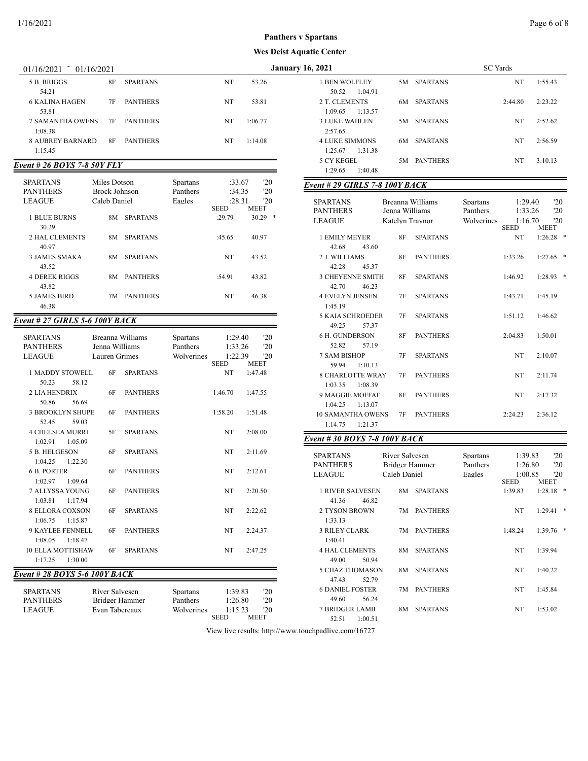**Panthers v Spartans**

**Wes Deist Aquatic Center**

01/16/2021 - 01/16/2021 **January 16, 2021** SC Yards

| Place/Name | Age | Team | Seed | Meet |
|---|---|---|---|---|
| 5 B. BRIGGS | 8F | SPARTANS | NT | 53.26 |
| 54.21 | | | | |
| 6 KALINA HAGEN | 7F | PANTHERS | NT | 53.81 |
| 53.81 | | | | |
| 7 SAMANTHA OWENS | 7F | PANTHERS | NT | 1:06.77 |
| 1:08.38 | | | | |
| 8 AUBREY BARNARD | 8F | PANTHERS | NT | 1:14.08 |
| 1:15.45 | | | | |

### *Event # 26 BOYS 7-8 50Y FLY*

| Record | Name | Team | Time | Year |
|---|---|---|---|---|
| SPARTANS | Miles Dotson | Spartans | :33.67 | '20 |
| PANTHERS | Brock Johnson | Panthers | :34.35 | '20 |
| LEAGUE | Caleb Daniel | Eagles | :28.31 | '20 |

| Place/Name | Age | Team | SEED | MEET |
|---|---|---|---|---|
| 1 BLUE BURNS | 8M | SPARTANS | :29.79 | 30.29 * |
| 30.29 | | | | |
| 2 HAL CLEMENTS | 8M | SPARTANS | :45.65 | 40.97 |
| 40.97 | | | | |
| 3 JAMES SMAKA | 8M | SPARTANS | NT | 43.52 |
| 43.52 | | | | |
| 4 DEREK RIGGS | 8M | PANTHERS | :54.91 | 43.82 |
| 43.82 | | | | |
| 5 JAMES BIRD | 7M | PANTHERS | NT | 46.38 |
| 46.38 | | | | |

### *Event # 27 GIRLS 5-6 100Y BACK*

| Record | Name | Team | Time | Year |
|---|---|---|---|---|
| SPARTANS | Breanna Williams | Spartans | 1:29.40 | '20 |
| PANTHERS | Jenna Williams | Panthers | 1:33.26 | '20 |
| LEAGUE | Lauren Grimes | Wolverines | 1:22.39 | '20 |

| Place/Name | Age | Team | SEED | MEET |
|---|---|---|---|---|
| 1 MADDY STOWELL | 6F | SPARTANS | NT | 1:47.48 |
| 50.23 58.12 | | | | |
| 2 LIA HENDRIX | 6F | PANTHERS | 1:46.70 | 1:47.55 |
| 50.86 56.69 | | | | |
| 3 BROOKLYN SHUPE | 6F | PANTHERS | 1:58.20 | 1:51.48 |
| 52.45 59.03 | | | | |
| 4 CHELSEA MURRI | 5F | SPARTANS | NT | 2:08.00 |
| 1:02.91 1:05.09 | | | | |
| 5 B. HELGESON | 6F | SPARTANS | NT | 2:11.69 |
| 1:04.25 1:22.30 | | | | |
| 6 B. PORTER | 6F | PANTHERS | NT | 2:12.61 |
| 1:02.97 1:09.64 | | | | |
| 7 ALLYSSA YOUNG | 6F | PANTHERS | NT | 2:20.50 |
| 1:03.81 1:17.94 | | | | |
| 8 ELLORA COXSON | 6F | SPARTANS | NT | 2:22.62 |
| 1:06.75 1:15.87 | | | | |
| 9 KAYLEE FENNELL | 6F | PANTHERS | NT | 2:24.37 |
| 1:08.05 1:18.47 | | | | |
| 10 ELLA MOTTISHAW | 6F | SPARTANS | NT | 2:47.25 |
| 1:17.25 1:30.00 | | | | |

### *Event # 28 BOYS 5-6 100Y BACK*

| Record | Name | Team | Time | Year |
|---|---|---|---|---|
| SPARTANS | River Salvesen | Spartans | 1:39.83 | '20 |
| PANTHERS | Bridger Hammer | Panthers | 1:26.80 | '20 |
| LEAGUE | Evan Tabereaux | Wolverines | 1:15.23 | '20 |

| Place/Name | Age | Team | SEED | MEET |
|---|---|---|---|---|
| 1 BEN WOLFLEY | 5M | SPARTANS | NT | 1:55.43 |
| 50.52 1:04.91 | | | | |
| 2 T. CLEMENTS | 6M | SPARTANS | 2:44.80 | 2:23.22 |
| 1:09.65 1:13.57 | | | | |
| 3 LUKE WAHLEN | 5M | SPARTANS | NT | 2:52.62 |
| 2:57.65 | | | | |
| 4 LUKE SIMMONS | 6M | SPARTANS | NT | 2:56.59 |
| 1:25.67 1:31.38 | | | | |
| 5 CY KEGEL | 5M | PANTHERS | NT | 3:10.13 |
| 1:29.65 1:40.48 | | | | |

### *Event # 29 GIRLS 7-8 100Y BACK*

| Record | Name | Team | Time | Year |
|---|---|---|---|---|
| SPARTANS | Breanna Williams | Spartans | 1:29.40 | '20 |
| PANTHERS | Jenna Williams | Panthers | 1:33.26 | '20 |
| LEAGUE | Katelyn Traynor | Wolverines | 1:16.70 | '20 |

| Place/Name | Age | Team | SEED | MEET |
|---|---|---|---|---|
| 1 EMILY MEYER | 8F | SPARTANS | NT | 1:26.28 * |
| 42.68 43.60 | | | | |
| 2 J. WILLIAMS | 8F | PANTHERS | 1:33.26 | 1:27.65 * |
| 42.28 45.37 | | | | |
| 3 CHEYENNE SMITH | 8F | SPARTANS | 1:46.92 | 1:28.93 * |
| 42.70 46.23 | | | | |
| 4 EVELYN JENSEN | 7F | SPARTANS | 1:43.71 | 1:45.19 |
| 1:45.19 | | | | |
| 5 KAIA SCHROEDER | 7F | SPARTANS | 1:51.12 | 1:46.62 |
| 49.25 57.37 | | | | |
| 6 H. GUNDERSON | 8F | PANTHERS | 2:04.83 | 1:50.01 |
| 52.82 57.19 | | | | |
| 7 SAM BISHOP | 7F | SPARTANS | NT | 2:10.07 |
| 59.94 1:10.13 | | | | |
| 8 CHARLOTTE WRAY | 7F | PANTHERS | NT | 2:11.74 |
| 1:03.35 1:08.39 | | | | |
| 9 MAGGIE MOFFAT | 8F | PANTHERS | NT | 2:17.32 |
| 1:04.25 1:13.07 | | | | |
| 10 SAMANTHA OWENS | 7F | PANTHERS | 2:24.23 | 2:36.12 |
| 1:14.75 1:21.37 | | | | |

### *Event # 30 BOYS 7-8 100Y BACK*

| Record | Name | Team | Time | Year |
|---|---|---|---|---|
| SPARTANS | River Salvesen | Spartans | 1:39.83 | '20 |
| PANTHERS | Bridger Hammer | Panthers | 1:26.80 | '20 |
| LEAGUE | Caleb Daniel | Eagles | 1:00.85 | '20 |

| Place/Name | Age | Team | SEED | MEET |
|---|---|---|---|---|
| 1 RIVER SALVESEN | 8M | SPARTANS | 1:39.83 | 1:28.18 * |
| 41.36 46.82 | | | | |
| 2 TYSON BROWN | 7M | PANTHERS | NT | 1:29.41 * |
| 1:33.13 | | | | |
| 3 RILEY CLARK | 7M | PANTHERS | 1:48.24 | 1:39.76 * |
| 1:40.41 | | | | |
| 4 HAL CLEMENTS | 8M | SPARTANS | NT | 1:39.94 |
| 49.00 50.94 | | | | |
| 5 CHAZ THOMASON | 8M | SPARTANS | NT | 1:40.22 |
| 47.43 52.79 | | | | |
| 6 DANIEL FOSTER | 7M | PANTHERS | NT | 1:45.84 |
| 49.60 56.24 | | | | |
| 7 BRIDGER LAMB | 8M | SPARTANS | NT | 1:53.02 |
| 52.51 1:00.51 | | | | |

View live results: http://www.touchpadlive.com/16727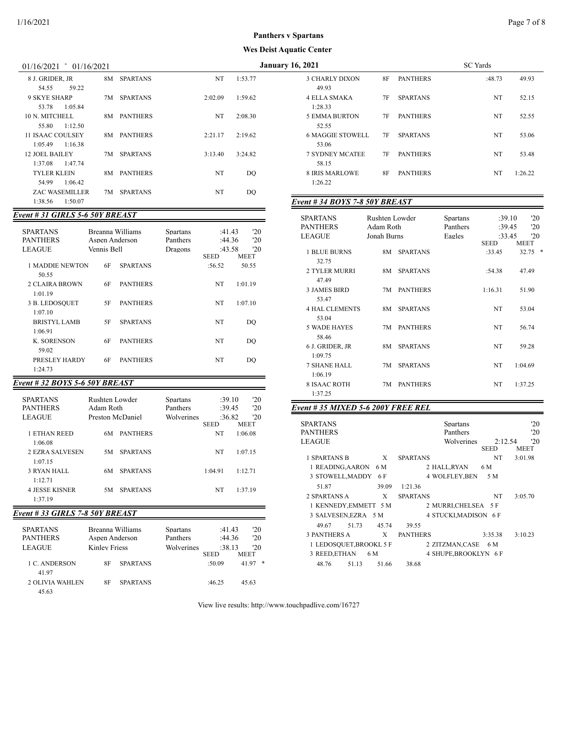# Panthers v Spartans

## Wes Deist Aquatic Center

01/16/2021 - 01/16/2021 — January 16, 2021 — SC Yards

| Name | Age | Team | Seed | Finals |
|---|---|---|---|---|
| 8 J. GRIDER, JR | 8M | SPARTANS | NT | 1:53.77 |
| 54.55 59.22 | | | | |
| 9 SKYE SHARP | 7M | SPARTANS | 2:02.09 | 1:59.62 |
| 53.78 1:05.84 | | | | |
| 10 N. MITCHELL | 8M | PANTHERS | NT | 2:08.30 |
| 55.80 1:12.50 | | | | |
| 11 ISAAC COULSEY | 8M | PANTHERS | 2:21.17 | 2:19.62 |
| 1:05.49 1:16.38 | | | | |
| 12 JOEL BAILEY | 7M | SPARTANS | 3:13.40 | 3:24.82 |
| 1:37.08 1:47.74 | | | | |
| TYLER KLEIN | 8M | PANTHERS | NT | DQ |
| 54.99 1:06.42 | | | | |
| ZAC WASEMILLER | 7M | SPARTANS | NT | DQ |
| 1:38.56 1:50.07 | | | | |

### *Event # 31 GIRLS 5-6 50Y BREAST*

| | | | | |
|---|---|---|---|---|
| SPARTANS | Breanna Williams | Spartans | :41.43 | '20 |
| PANTHERS | Aspen Anderson | Panthers | :44.36 | '20 |
| LEAGUE | Vennis Bell | Dragons | :43.58 | '20 |

| Name | Age | Team | SEED | MEET |
|---|---|---|---|---|
| 1 MADDIE NEWTON | 6F | SPARTANS | :56.52 | 50.55 |
| 50.55 | | | | |
| 2 CLAIRA BROWN | 6F | PANTHERS | NT | 1:01.19 |
| 1:01.19 | | | | |
| 3 B. LEDOSQUET | 5F | PANTHERS | NT | 1:07.10 |
| 1:07.10 | | | | |
| BRISTYL LAMB | 5F | SPARTANS | NT | DQ |
| 1:06.91 | | | | |
| K. SORENSON | 6F | PANTHERS | NT | DQ |
| 59.02 | | | | |
| PRESLEY HARDY | 6F | PANTHERS | NT | DQ |
| 1:24.73 | | | | |

### *Event # 32 BOYS 5-6 50Y BREAST*

| | | | | |
|---|---|---|---|---|
| SPARTANS | Rushten Lowder | Spartans | :39.10 | '20 |
| PANTHERS | Adam Roth | Panthers | :39.45 | '20 |
| LEAGUE | Preston McDaniel | Wolverines | :36.82 | '20 |

| Name | Age | Team | SEED | MEET |
|---|---|---|---|---|
| 1 ETHAN REED | 6M | PANTHERS | NT | 1:06.08 |
| 1:06.08 | | | | |
| 2 EZRA SALVESEN | 5M | SPARTANS | NT | 1:07.15 |
| 1:07.15 | | | | |
| 3 RYAN HALL | 6M | SPARTANS | 1:04.91 | 1:12.71 |
| 1:12.71 | | | | |
| 4 JESSE KISNER | 5M | SPARTANS | NT | 1:37.19 |
| 1:37.19 | | | | |

### *Event # 33 GIRLS 7-8 50Y BREAST*

| | | | | |
|---|---|---|---|---|
| SPARTANS | Breanna Williams | Spartans | :41.43 | '20 |
| PANTHERS | Aspen Anderson | Panthers | :44.36 | '20 |
| LEAGUE | Kinley Friess | Wolverines | :38.13 | '20 |

| Name | Age | Team | SEED | MEET |
|---|---|---|---|---|
| 1 C. ANDERSON | 8F | SPARTANS | :50.09 | 41.97 * |
| 41.97 | | | | |
| 2 OLIVIA WAHLEN | 8F | SPARTANS | :46.25 | 45.63 |
| 45.63 | | | | |
| 3 CHARLY DIXON | 8F | PANTHERS | :48.73 | 49.93 |
| 49.93 | | | | |
| 4 ELLA SMAKA | 7F | SPARTANS | NT | 52.15 |
| 1:28.33 | | | | |
| 5 EMMA BURTON | 7F | PANTHERS | NT | 52.55 |
| 52.55 | | | | |
| 6 MAGGIE STOWELL | 7F | SPARTANS | NT | 53.06 |
| 53.06 | | | | |
| 7 SYDNEY MCATEE | 7F | PANTHERS | NT | 53.48 |
| 58.15 | | | | |
| 8 IRIS MARLOWE | 8F | PANTHERS | NT | 1:26.22 |
| 1:26.22 | | | | |

### *Event # 34 BOYS 7-8 50Y BREAST*

| | | | | |
|---|---|---|---|---|
| SPARTANS | Rushten Lowder | Spartans | :39.10 | '20 |
| PANTHERS | Adam Roth | Panthers | :39.45 | '20 |
| LEAGUE | Jonah Burns | Eagles | :33.45 | '20 |

| Name | Age | Team | SEED | MEET |
|---|---|---|---|---|
| 1 BLUE BURNS | 8M | SPARTANS | :33.45 | 32.75 * |
| 32.75 | | | | |
| 2 TYLER MURRI | 8M | SPARTANS | :54.38 | 47.49 |
| 47.49 | | | | |
| 3 JAMES BIRD | 7M | PANTHERS | 1:16.31 | 51.90 |
| 53.47 | | | | |
| 4 HAL CLEMENTS | 8M | SPARTANS | NT | 53.04 |
| 53.04 | | | | |
| 5 WADE HAYES | 7M | PANTHERS | NT | 56.74 |
| 58.46 | | | | |
| 6 J. GRIDER, JR | 8M | SPARTANS | NT | 59.28 |
| 1:09.75 | | | | |
| 7 SHANE HALL | 7M | SPARTANS | NT | 1:04.69 |
| 1:06.19 | | | | |
| 8 ISAAC ROTH | 7M | PANTHERS | NT | 1:37.25 |
| 1:37.25 | | | | |

### *Event # 35 MIXED 5-6 200Y FREE REL*

| | | | |
|---|---|---|---|
| SPARTANS | Spartans | | '20 |
| PANTHERS | Panthers | | '20 |
| LEAGUE | Wolverines | 2:12.54 | '20 |

| Team | | | SEED | MEET |
|---|---|---|---|---|
| 1 SPARTANS B | X | SPARTANS | NT | 3:01.98 |
| 1 READING,AARON 6 M | 2 HALL,RYAN 6 M | 3 STOWELL,MADDY 6 F | 4 WOLFLEY,BEN 5 M | |
| 51.87 39.09 1:21.36 | | | | |
| 2 SPARTANS A | X | SPARTANS | NT | 3:05.70 |
| 1 KENNEDY,EMMETT 5 M | 2 MURRI,CHELSEA 5 F | 3 SALVESEN,EZRA 5 M | 4 STUCKI,MADISON 6 F | |
| 49.67 51.73 45.74 39.55 | | | | |
| 3 PANTHERS A | X | PANTHERS | 3:35.38 | 3:10.23 |
| 1 LEDOSQUET,BROOKL 5 F | 2 ZITZMAN,CASE 6 M | 3 REED,ETHAN 6 M | 4 SHUPE,BROOKLYN 6 F | |
| 48.76 51.13 51.66 38.68 | | | | |

View live results: http://www.touchpadlive.com/16727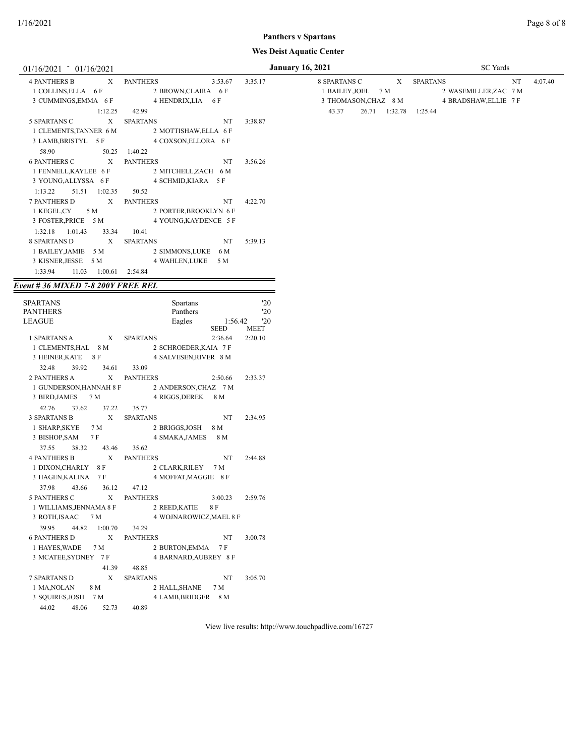**Panthers v Spartans**

**Wes Deist Aquatic Center**

01/16/2021 - 01/16/2021 | **January 16, 2021** | SC Yards

4 PANTHERS B X PANTHERS 3:53.67 3:35.17
1 COLLINS,ELLA 6 F 2 BROWN,CLAIRA 6 F
3 CUMMINGS,EMMA 6 F 4 HENDRIX,LIA 6 F
1:12.25 42.99

5 SPARTANS C X SPARTANS NT 3:38.87
1 CLEMENTS,TANNER 6 M 2 MOTTISHAW,ELLA 6 F
3 LAMB,BRISTYL 5 F 4 COXSON,ELLORA 6 F
58.90 50.25 1:40.22

6 PANTHERS C X PANTHERS NT 3:56.26
1 FENNELL,KAYLEE 6 F 2 MITCHELL,ZACH 6 M
3 YOUNG,ALLYSSA 6 F 4 SCHMID,KIARA 5 F
1:13.22 51.51 1:02.35 50.52

7 PANTHERS D X PANTHERS NT 4:22.70
1 KEGEL,CY 5 M 2 PORTER,BROOKLYN 6 F
3 FOSTER,PRICE 5 M 4 YOUNG,KAYDENCE 5 F
1:32.18 1:01.43 33.34 10.41

8 SPARTANS D X SPARTANS NT 5:39.13
1 BAILEY,JAMIE 5 M 2 SIMMONS,LUKE 6 M
3 KISNER,JESSE 5 M 4 WAHLEN,LUKE 5 M
1:33.94 11.03 1:00.61 2:54.84

## *Event # 36 MIXED 7-8 200Y FREE REL*

| | | | |
|---|---|---|---|
| SPARTANS | Spartans | | '20 |
| PANTHERS | Panthers | | '20 |
| LEAGUE | Eagles | 1:56.42 | '20 |
| | | SEED | MEET |

1 SPARTANS A X SPARTANS 2:36.64 2:20.10
1 CLEMENTS,HAL 8 M 2 SCHROEDER,KAIA 7 F
3 HEINER,KATE 8 F 4 SALVESEN,RIVER 8 M
32.48 39.92 34.61 33.09

2 PANTHERS A X PANTHERS 2:50.66 2:33.37
1 GUNDERSON,HANNAH 8 F 2 ANDERSON,CHAZ 7 M
3 BIRD,JAMES 7 M 4 RIGGS,DEREK 8 M
42.76 37.62 37.22 35.77

3 SPARTANS B X SPARTANS NT 2:34.95
1 SHARP,SKYE 7 M 2 BRIGGS,JOSH 8 M
3 BISHOP,SAM 7 F 4 SMAKA,JAMES 8 M
37.55 38.32 43.46 35.62

4 PANTHERS B X PANTHERS NT 2:44.88
1 DIXON,CHARLY 8 F 2 CLARK,RILEY 7 M
3 HAGEN,KALINA 7 F 4 MOFFAT,MAGGIE 8 F
37.98 43.66 36.12 47.12

5 PANTHERS C X PANTHERS 3:00.23 2:59.76
1 WILLIAMS,JENNAMA 8 F 2 REED,KATIE 8 F
3 ROTH,ISAAC 7 M 4 WOJNAROWICZ,MAEL 8 F
39.95 44.82 1:00.70 34.29

6 PANTHERS D X PANTHERS NT 3:00.78
1 HAYES,WADE 7 M 2 BURTON,EMMA 7 F
3 MCATEE,SYDNEY 7 F 4 BARNARD,AUBREY 8 F
41.39 48.85

7 SPARTANS D X SPARTANS NT 3:05.70
1 MA,NOLAN 8 M 2 HALL,SHANE 7 M
3 SQUIRES,JOSH 7 M 4 LAMB,BRIDGER 8 M
44.02 48.06 52.73 40.89

8 SPARTANS C X SPARTANS NT 4:07.40
1 BAILEY,JOEL 7 M 2 WASEMILLER,ZAC 7 M
3 THOMASON,CHAZ 8 M 4 BRADSHAW,ELLIE 7 F
43.37 26.71 1:32.78 1:25.44

View live results: http://www.touchpadlive.com/16727